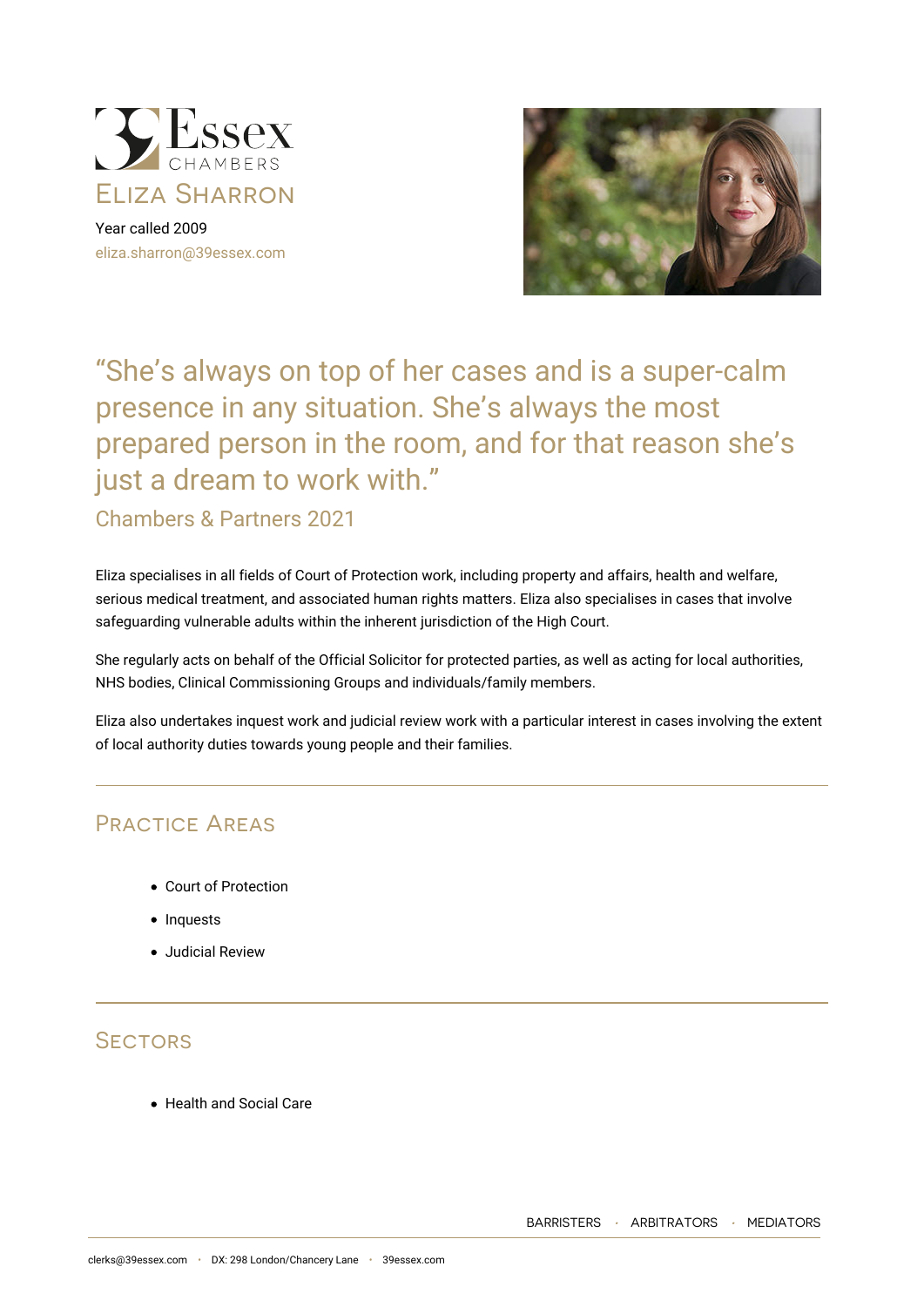# Eliza Sharron

Year called 2009

eliza.sharron@39essex.com

> "She's always on top of her cases and is a super-calm presence in any situation. She's always the most prepared person in the room, and for that reason she's just a dream to work with."
>
> Chambers & Partners 2021

Eliza specialises in all fields of Court of Protection work, including property and affairs, health and welfare, serious medical treatment, and associated human rights matters. Eliza also specialises in cases that involve safeguarding vulnerable adults within the inherent jurisdiction of the High Court.

She regularly acts on behalf of the Official Solicitor for protected parties, as well as acting for local authorities, NHS bodies, Clinical Commissioning Groups and individuals/family members.

Eliza also undertakes inquest work and judicial review work with a particular interest in cases involving the extent of local authority duties towards young people and their families.

## Practice Areas

- Court of Protection
- Inquests
- Judicial Review

## Sectors

- Health and Social Care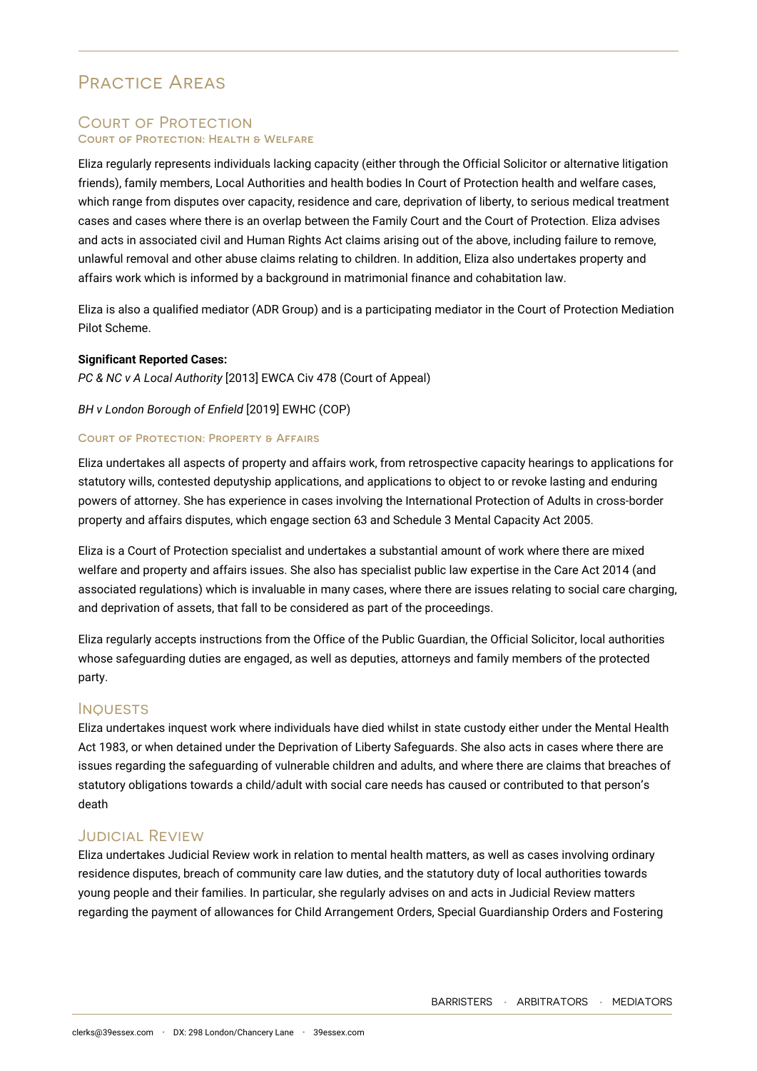# Practice Areas

## Court of Protection

### Court of Protection: Health & Welfare

Eliza regularly represents individuals lacking capacity (either through the Official Solicitor or alternative litigation friends), family members, Local Authorities and health bodies In Court of Protection health and welfare cases, which range from disputes over capacity, residence and care, deprivation of liberty, to serious medical treatment cases and cases where there is an overlap between the Family Court and the Court of Protection. Eliza advises and acts in associated civil and Human Rights Act claims arising out of the above, including failure to remove, unlawful removal and other abuse claims relating to children. In addition, Eliza also undertakes property and affairs work which is informed by a background in matrimonial finance and cohabitation law.

Eliza is also a qualified mediator (ADR Group) and is a participating mediator in the Court of Protection Mediation Pilot Scheme.

**Significant Reported Cases:**

*PC & NC v A Local Authority* [2013] EWCA Civ 478 (Court of Appeal)

*BH v London Borough of Enfield* [2019] EWHC (COP)

### Court of Protection: Property & Affairs

Eliza undertakes all aspects of property and affairs work, from retrospective capacity hearings to applications for statutory wills, contested deputyship applications, and applications to object to or revoke lasting and enduring powers of attorney. She has experience in cases involving the International Protection of Adults in cross-border property and affairs disputes, which engage section 63 and Schedule 3 Mental Capacity Act 2005.

Eliza is a Court of Protection specialist and undertakes a substantial amount of work where there are mixed welfare and property and affairs issues. She also has specialist public law expertise in the Care Act 2014 (and associated regulations) which is invaluable in many cases, where there are issues relating to social care charging, and deprivation of assets, that fall to be considered as part of the proceedings.

Eliza regularly accepts instructions from the Office of the Public Guardian, the Official Solicitor, local authorities whose safeguarding duties are engaged, as well as deputies, attorneys and family members of the protected party.

## Inquests

Eliza undertakes inquest work where individuals have died whilst in state custody either under the Mental Health Act 1983, or when detained under the Deprivation of Liberty Safeguards. She also acts in cases where there are issues regarding the safeguarding of vulnerable children and adults, and where there are claims that breaches of statutory obligations towards a child/adult with social care needs has caused or contributed to that person's death

## Judicial Review

Eliza undertakes Judicial Review work in relation to mental health matters, as well as cases involving ordinary residence disputes, breach of community care law duties, and the statutory duty of local authorities towards young people and their families. In particular, she regularly advises on and acts in Judicial Review matters regarding the payment of allowances for Child Arrangement Orders, Special Guardianship Orders and Fostering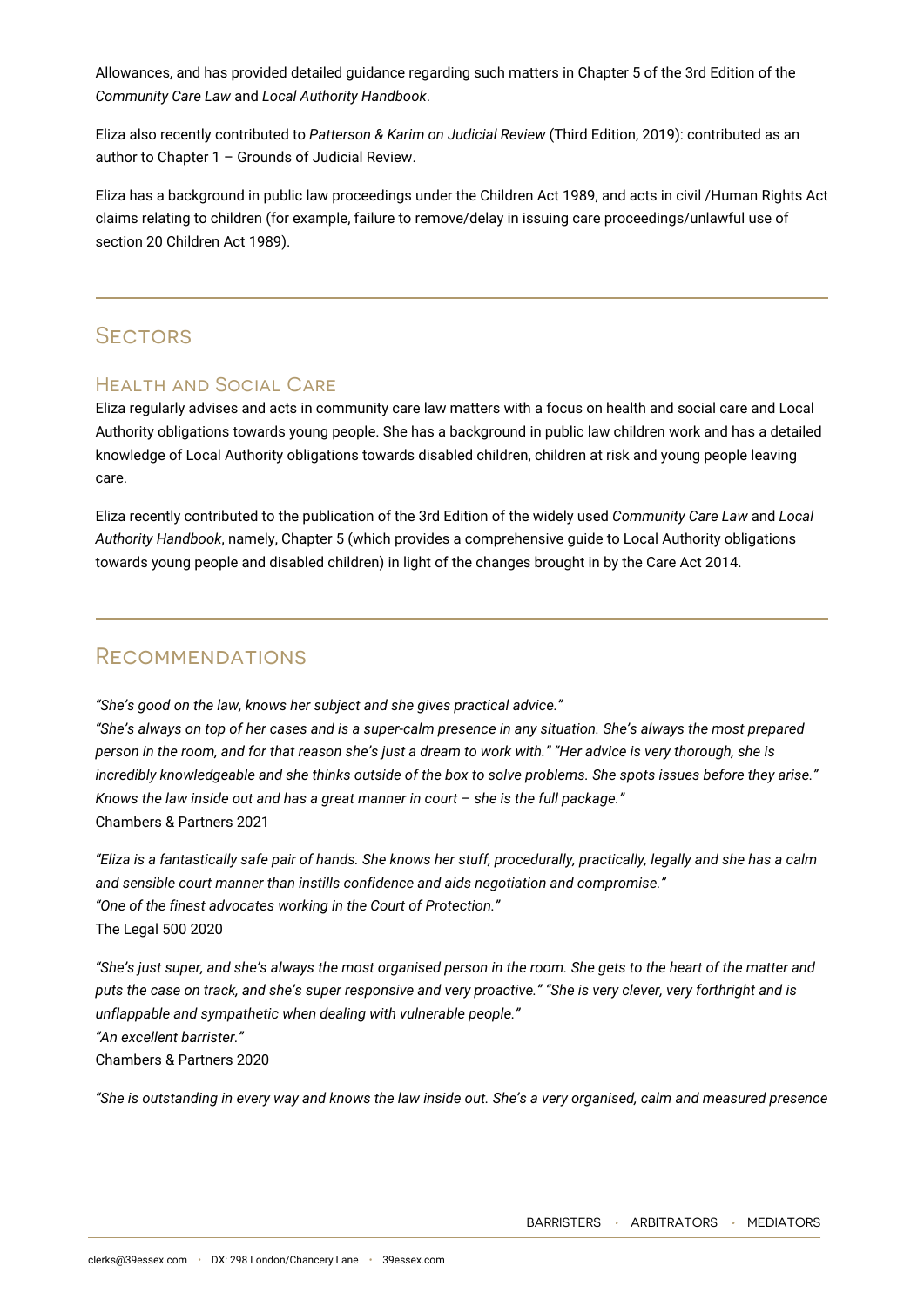Allowances, and has provided detailed guidance regarding such matters in Chapter 5 of the 3rd Edition of the *Community Care Law* and *Local Authority Handbook*.

Eliza also recently contributed to *Patterson & Karim on Judicial Review* (Third Edition, 2019): contributed as an author to Chapter 1 – Grounds of Judicial Review.

Eliza has a background in public law proceedings under the Children Act 1989, and acts in civil /Human Rights Act claims relating to children (for example, failure to remove/delay in issuing care proceedings/unlawful use of section 20 Children Act 1989).

## Sectors

### Health and Social Care

Eliza regularly advises and acts in community care law matters with a focus on health and social care and Local Authority obligations towards young people. She has a background in public law children work and has a detailed knowledge of Local Authority obligations towards disabled children, children at risk and young people leaving care.

Eliza recently contributed to the publication of the 3rd Edition of the widely used *Community Care Law* and *Local Authority Handbook*, namely, Chapter 5 (which provides a comprehensive guide to Local Authority obligations towards young people and disabled children) in light of the changes brought in by the Care Act 2014.

## Recommendations

*"She's good on the law, knows her subject and she gives practical advice."*
*"She's always on top of her cases and is a super-calm presence in any situation. She's always the most prepared person in the room, and for that reason she's just a dream to work with." "Her advice is very thorough, she is incredibly knowledgeable and she thinks outside of the box to solve problems. She spots issues before they arise." Knows the law inside out and has a great manner in court – she is the full package."*
Chambers & Partners 2021

*"Eliza is a fantastically safe pair of hands. She knows her stuff, procedurally, practically, legally and she has a calm and sensible court manner than instills confidence and aids negotiation and compromise."*
*"One of the finest advocates working in the Court of Protection."*
The Legal 500 2020

*"She's just super, and she's always the most organised person in the room. She gets to the heart of the matter and puts the case on track, and she's super responsive and very proactive." "She is very clever, very forthright and is unflappable and sympathetic when dealing with vulnerable people."*
*"An excellent barrister."*
Chambers & Partners 2020

*"She is outstanding in every way and knows the law inside out. She's a very organised, calm and measured presence*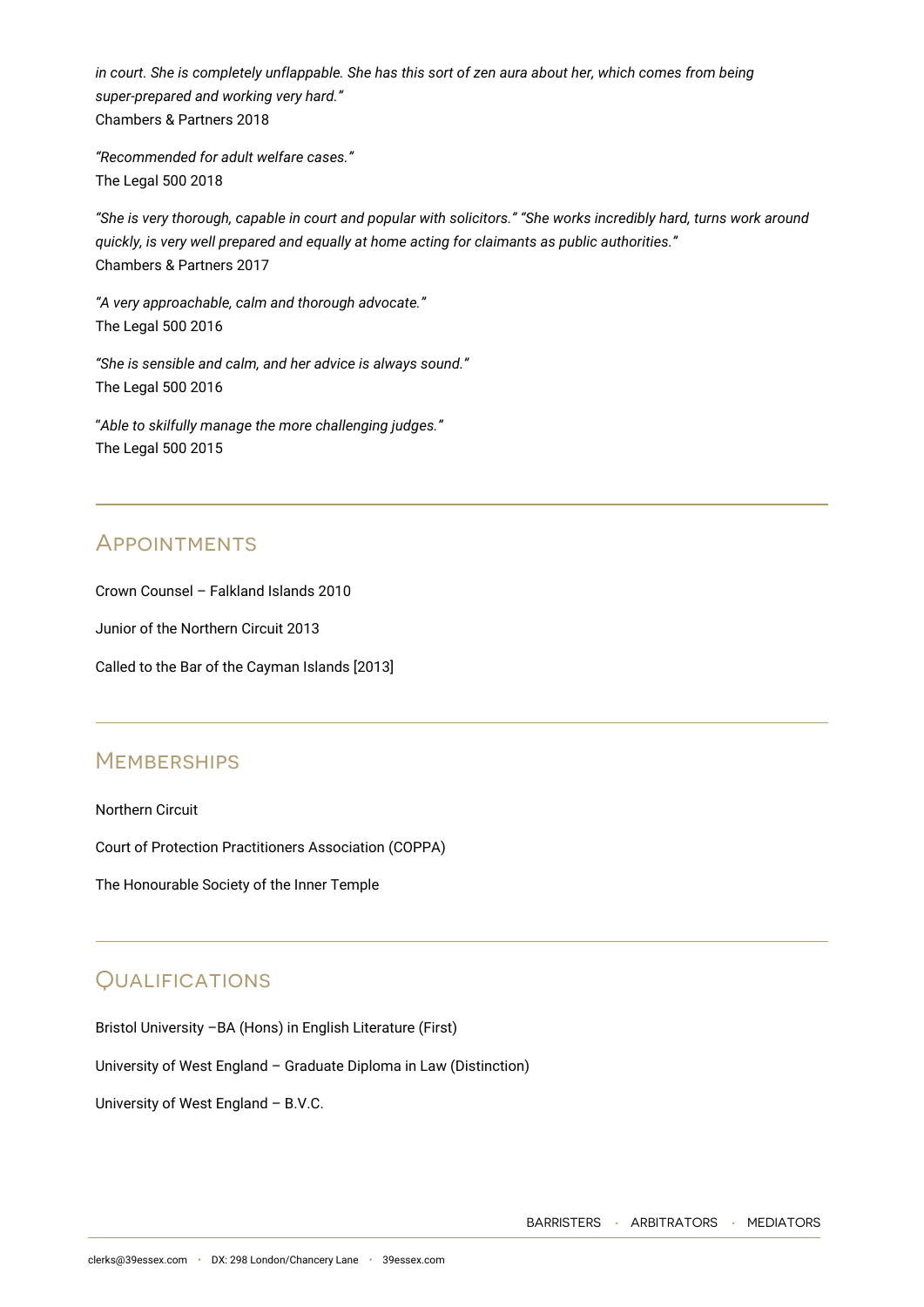*in court. She is completely unflappable. She has this sort of zen aura about her, which comes from being super-prepared and working very hard."*
Chambers & Partners 2018

*"Recommended for adult welfare cases."*
The Legal 500 2018

*"She is very thorough, capable in court and popular with solicitors." "She works incredibly hard, turns work around quickly, is very well prepared and equally at home acting for claimants as public authorities."*
Chambers & Partners 2017

*"A very approachable, calm and thorough advocate."*
The Legal 500 2016

*"She is sensible and calm, and her advice is always sound."*
The Legal 500 2016

"*Able to skilfully manage the more challenging judges."*
The Legal 500 2015

## Appointments

Crown Counsel – Falkland Islands 2010

Junior of the Northern Circuit 2013

Called to the Bar of the Cayman Islands [2013]

## Memberships

Northern Circuit

Court of Protection Practitioners Association (COPPA)

The Honourable Society of the Inner Temple

## Qualifications

Bristol University –BA (Hons) in English Literature (First)

University of West England – Graduate Diploma in Law (Distinction)

University of West England – B.V.C.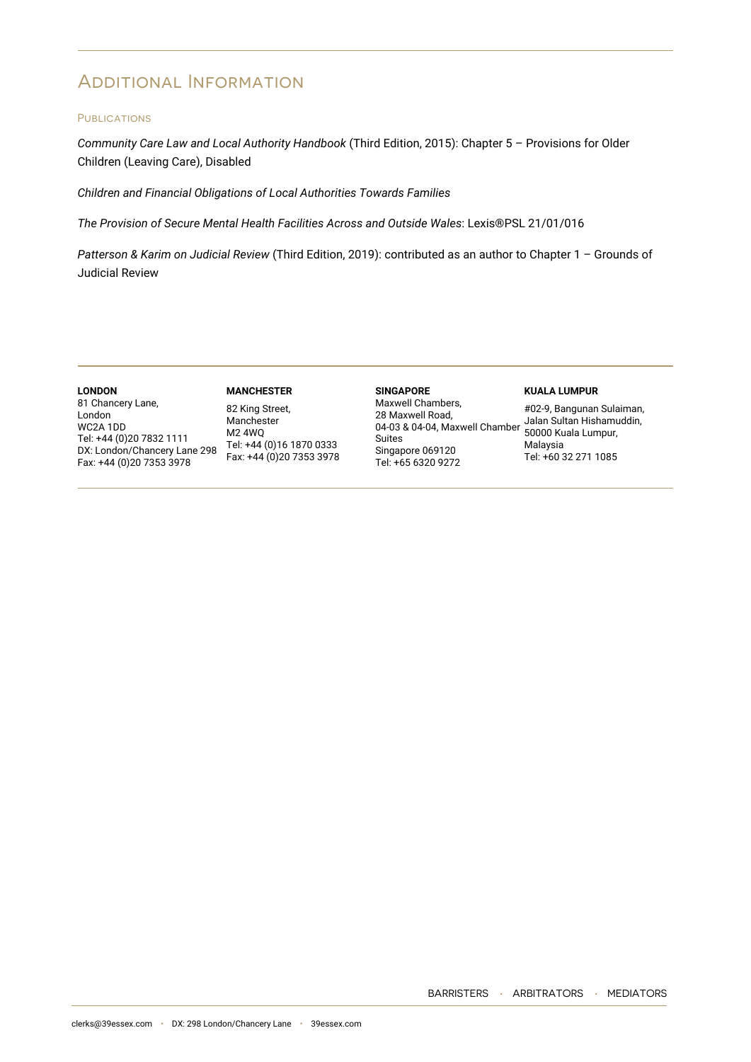## Additional Information

### Publications

*Community Care Law and Local Authority Handbook* (Third Edition, 2015): Chapter 5 – Provisions for Older Children (Leaving Care), Disabled

*Children and Financial Obligations of Local Authorities Towards Families*

*The Provision of Secure Mental Health Facilities Across and Outside Wales*: Lexis®PSL 21/01/016

*Patterson & Karim on Judicial Review* (Third Edition, 2019): contributed as an author to Chapter 1 – Grounds of Judicial Review

**LONDON**
81 Chancery Lane,
London
WC2A 1DD
Tel: +44 (0)20 7832 1111
DX: London/Chancery Lane 298
Fax: +44 (0)20 7353 3978

**MANCHESTER**
82 King Street,
Manchester
M2 4WQ
Tel: +44 (0)16 1870 0333
Fax: +44 (0)20 7353 3978

**SINGAPORE**
Maxwell Chambers,
28 Maxwell Road,
04-03 & 04-04, Maxwell Chamber Suites
Singapore 069120
Tel: +65 6320 9272

**KUALA LUMPUR**
#02-9, Bangunan Sulaiman,
Jalan Sultan Hishamuddin,
50000 Kuala Lumpur,
Malaysia
Tel: +60 32 271 1085

BARRISTERS · ARBITRATORS · MEDIATORS

clerks@39essex.com • DX: 298 London/Chancery Lane • 39essex.com